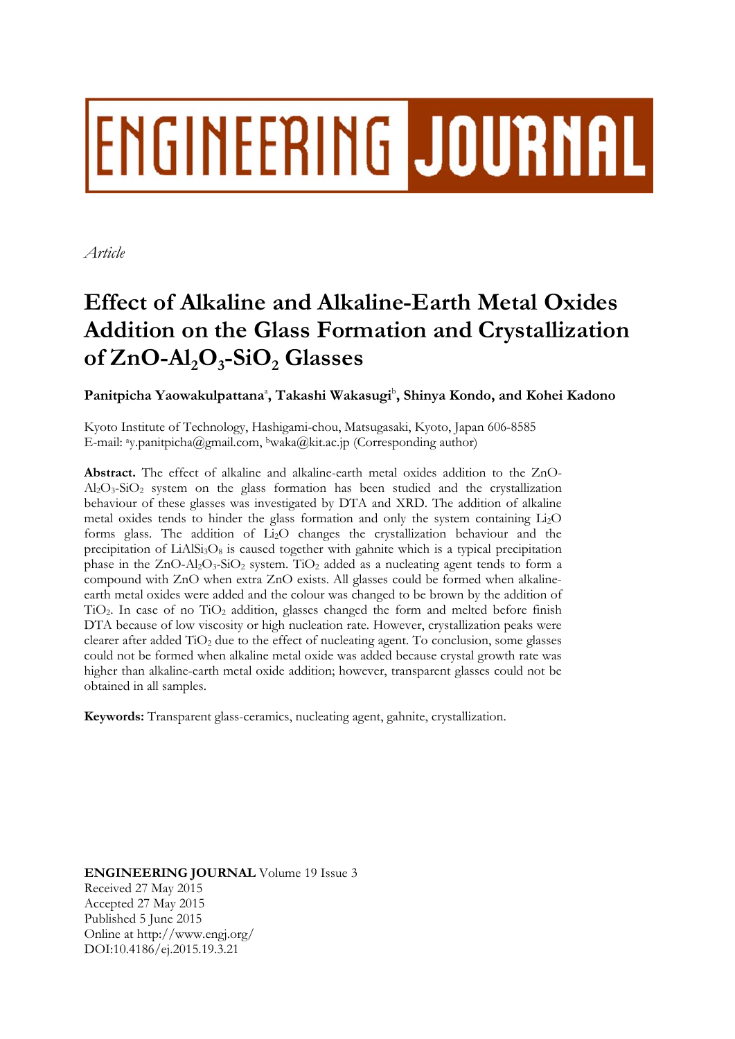# ENGINEERING JOURNAL

*Article*

# Effect of Alkaline and Alkaline-Earth Metal Oxides Addition on the Glass Formation and Crystallization of $ZnO$-$Al_2O_3$-$SiO_2$ Glasses

**Panitpicha Yaowakulpattana[a], Takashi Wakasugi[b], Shinya Kondo, and Kohei Kadono**

Kyoto Institute of Technology, Hashigami-chou, Matsugasaki, Kyoto, Japan 606-8585
E-mail: [a]y.panitpicha@gmail.com, [b]waka@kit.ac.jp (Corresponding author)

**Abstract.** The effect of alkaline and alkaline-earth metal oxides addition to the $ZnO$-$Al_2O_3$-$SiO_2$ system on the glass formation has been studied and the crystallization behaviour of these glasses was investigated by DTA and XRD. The addition of alkaline metal oxides tends to hinder the glass formation and only the system containing $Li_2O$ forms glass. The addition of $Li_2O$ changes the crystallization behaviour and the precipitation of $LiAlSi_3O_8$ is caused together with gahnite which is a typical precipitation phase in the $ZnO$-$Al_2O_3$-$SiO_2$ system. $TiO_2$ added as a nucleating agent tends to form a compound with $ZnO$ when extra $ZnO$ exists. All glasses could be formed when alkaline-earth metal oxides were added and the colour was changed to be brown by the addition of $TiO_2$. In case of no $TiO_2$ addition, glasses changed the form and melted before finish DTA because of low viscosity or high nucleation rate. However, crystallization peaks were clearer after added $TiO_2$ due to the effect of nucleating agent. To conclusion, some glasses could not be formed when alkaline metal oxide was added because crystal growth rate was higher than alkaline-earth metal oxide addition; however, transparent glasses could not be obtained in all samples.

**Keywords:** Transparent glass-ceramics, nucleating agent, gahnite, crystallization.

**ENGINEERING JOURNAL** Volume 19 Issue 3
Received 27 May 2015
Accepted 27 May 2015
Published 5 June 2015
Online at http://www.engj.org/
DOI:10.4186/ej.2015.19.3.21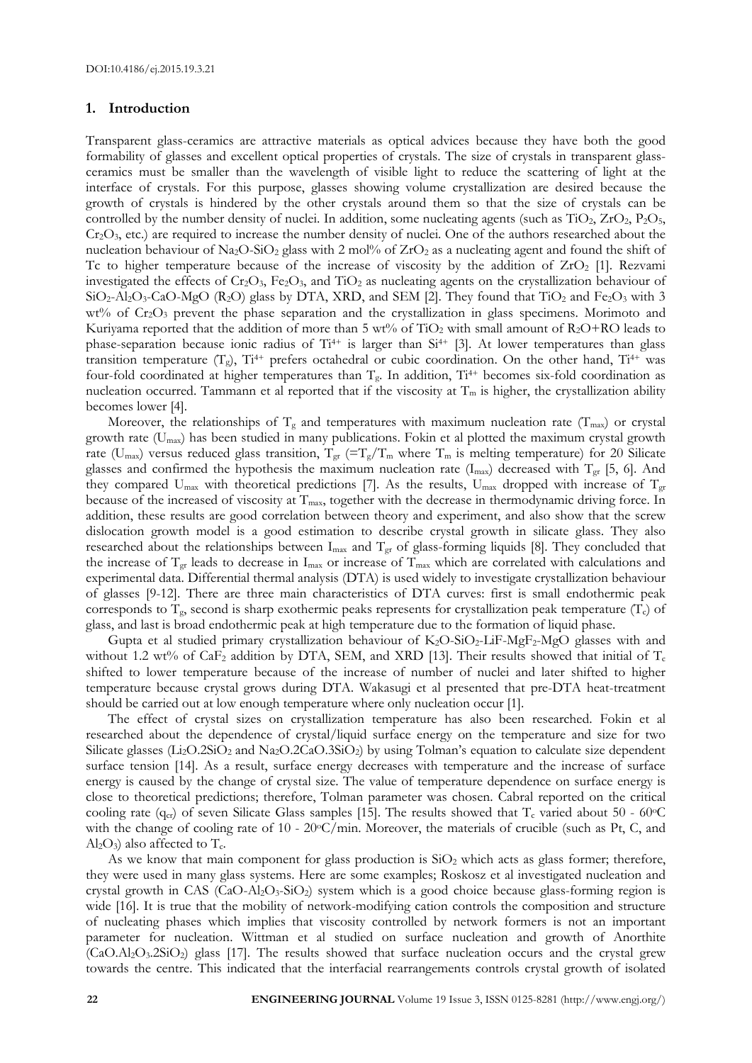## 1. Introduction

Transparent glass-ceramics are attractive materials as optical advices because they have both the good formability of glasses and excellent optical properties of crystals. The size of crystals in transparent glass-ceramics must be smaller than the wavelength of visible light to reduce the scattering of light at the interface of crystals. For this purpose, glasses showing volume crystallization are desired because the growth of crystals is hindered by the other crystals around them so that the size of crystals can be controlled by the number density of nuclei. In addition, some nucleating agents (such as $TiO_2$, $ZrO_2$, $P_2O_5$, $Cr_2O_3$, etc.) are required to increase the number density of nuclei. One of the authors researched about the nucleation behaviour of $Na_2O$-$SiO_2$ glass with 2 mol% of $ZrO_2$ as a nucleating agent and found the shift of Tc to higher temperature because of the increase of viscosity by the addition of $ZrO_2$ [1]. Rezvami investigated the effects of $Cr_2O_3$, $Fe_2O_3$, and $TiO_2$ as nucleating agents on the crystallization behaviour of $SiO_2$-$Al_2O_3$-CaO-MgO ($R_2O$) glass by DTA, XRD, and SEM [2]. They found that $TiO_2$ and $Fe_2O_3$ with 3 wt% of $Cr_2O_3$ prevent the phase separation and the crystallization in glass specimens. Morimoto and Kuriyama reported that the addition of more than 5 wt% of $TiO_2$ with small amount of $R_2O$+RO leads to phase-separation because ionic radius of $Ti^{4+}$ is larger than $Si^{4+}$ [3]. At lower temperatures than glass transition temperature ($T_g$), $Ti^{4+}$ prefers octahedral or cubic coordination. On the other hand, $Ti^{4+}$ was four-fold coordinated at higher temperatures than $T_g$. In addition, $Ti^{4+}$ becomes six-fold coordination as nucleation occurred. Tammann et al reported that if the viscosity at $T_m$ is higher, the crystallization ability becomes lower [4].

Moreover, the relationships of $T_g$ and temperatures with maximum nucleation rate ($T_{max}$) or crystal growth rate ($U_{max}$) has been studied in many publications. Fokin et al plotted the maximum crystal growth rate ($U_{max}$) versus reduced glass transition, $T_{gr}$ ($=T_g/T_m$ where $T_m$ is melting temperature) for 20 Silicate glasses and confirmed the hypothesis the maximum nucleation rate ($I_{max}$) decreased with $T_{gr}$ [5, 6]. And they compared $U_{max}$ with theoretical predictions [7]. As the results, $U_{max}$ dropped with increase of $T_{gr}$ because of the increased of viscosity at $T_{max}$, together with the decrease in thermodynamic driving force. In addition, these results are good correlation between theory and experiment, and also show that the screw dislocation growth model is a good estimation to describe crystal growth in silicate glass. They also researched about the relationships between $I_{max}$ and $T_{gr}$ of glass-forming liquids [8]. They concluded that the increase of $T_{gr}$ leads to decrease in $I_{max}$ or increase of $T_{max}$ which are correlated with calculations and experimental data. Differential thermal analysis (DTA) is used widely to investigate crystallization behaviour of glasses [9-12]. There are three main characteristics of DTA curves: first is small endothermic peak corresponds to $T_g$, second is sharp exothermic peaks represents for crystallization peak temperature ($T_c$) of glass, and last is broad endothermic peak at high temperature due to the formation of liquid phase.

Gupta et al studied primary crystallization behaviour of $K_2O$-$SiO_2$-LiF-$MgF_2$-MgO glasses with and without 1.2 wt% of $CaF_2$ addition by DTA, SEM, and XRD [13]. Their results showed that initial of $T_c$ shifted to lower temperature because of the increase of number of nuclei and later shifted to higher temperature because crystal grows during DTA. Wakasugi et al presented that pre-DTA heat-treatment should be carried out at low enough temperature where only nucleation occur [1].

The effect of crystal sizes on crystallization temperature has also been researched. Fokin et al researched about the dependence of crystal/liquid surface energy on the temperature and size for two Silicate glasses ($Li_2O.2SiO_2$ and $Na_2O.2CaO.3SiO_2$) by using Tolman's equation to calculate size dependent surface tension [14]. As a result, surface energy decreases with temperature and the increase of surface energy is caused by the change of crystal size. The value of temperature dependence on surface energy is close to theoretical predictions; therefore, Tolman parameter was chosen. Cabral reported on the critical cooling rate ($q_{cr}$) of seven Silicate Glass samples [15]. The results showed that $T_c$ varied about 50 - 60°C with the change of cooling rate of 10 - 20°C/min. Moreover, the materials of crucible (such as Pt, C, and $Al_2O_3$) also affected to $T_c$.

As we know that main component for glass production is $SiO_2$ which acts as glass former; therefore, they were used in many glass systems. Here are some examples; Roskosz et al investigated nucleation and crystal growth in CAS ($CaO$-$Al_2O_3$-$SiO_2$) system which is a good choice because glass-forming region is wide [16]. It is true that the mobility of network-modifying cation controls the composition and structure of nucleating phases which implies that viscosity controlled by network formers is not an important parameter for nucleation. Wittman et al studied on surface nucleation and growth of Anorthite ($CaO.Al_2O_3.2SiO_2$) glass [17]. The results showed that surface nucleation occurs and the crystal grew towards the centre. This indicated that the interfacial rearrangements controls crystal growth of isolated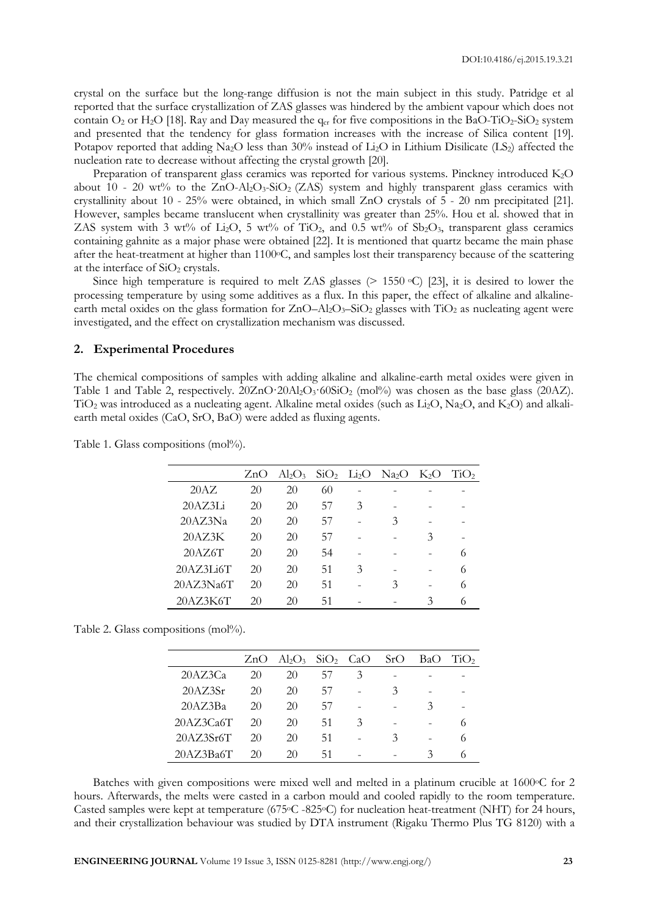crystal on the surface but the long-range diffusion is not the main subject in this study. Patridge et al reported that the surface crystallization of ZAS glasses was hindered by the ambient vapour which does not contain $O_2$ or $H_2O$ [18]. Ray and Day measured the $q_{cr}$ for five compositions in the $BaO$-$TiO_2$-$SiO_2$ system and presented that the tendency for glass formation increases with the increase of Silica content [19]. Potapov reported that adding $Na_2O$ less than 30% instead of $Li_2O$ in Lithium Disilicate ($LS_2$) affected the nucleation rate to decrease without affecting the crystal growth [20].

Preparation of transparent glass ceramics was reported for various systems. Pinckney introduced $K_2O$ about 10 - 20 wt% to the $ZnO$-$Al_2O_3$-$SiO_2$ (ZAS) system and highly transparent glass ceramics with crystallinity about 10 - 25% were obtained, in which small ZnO crystals of 5 - 20 nm precipitated [21]. However, samples became translucent when crystallinity was greater than 25%. Hou et al. showed that in ZAS system with 3 wt% of $Li_2O$, 5 wt% of $TiO_2$, and 0.5 wt% of $Sb_2O_3$, transparent glass ceramics containing gahnite as a major phase were obtained [22]. It is mentioned that quartz became the main phase after the heat-treatment at higher than 1100°C, and samples lost their transparency because of the scattering at the interface of $SiO_2$ crystals.

Since high temperature is required to melt ZAS glasses (> 1550 °C) [23], it is desired to lower the processing temperature by using some additives as a flux. In this paper, the effect of alkaline and alkaline-earth metal oxides on the glass formation for $ZnO$–$Al_2O_3$–$SiO_2$ glasses with $TiO_2$ as nucleating agent were investigated, and the effect on crystallization mechanism was discussed.

## 2. Experimental Procedures

The chemical compositions of samples with adding alkaline and alkaline-earth metal oxides were given in Table 1 and Table 2, respectively. $20ZnO\cdot20Al_2O_3\cdot60SiO_2$ (mol%) was chosen as the base glass (20AZ). $TiO_2$ was introduced as a nucleating agent. Alkaline metal oxides (such as $Li_2O$, $Na_2O$, and $K_2O$) and alkali-earth metal oxides (CaO, SrO, BaO) were added as fluxing agents.

Table 1. Glass compositions (mol%).

| | ZnO | $Al_2O_3$ | $SiO_2$ | $Li_2O$ | $Na_2O$ | $K_2O$ | $TiO_2$ |
|---|---|---|---|---|---|---|---|
| 20AZ | 20 | 20 | 60 | - | - | - | - |
| 20AZ3Li | 20 | 20 | 57 | 3 | - | - | - |
| 20AZ3Na | 20 | 20 | 57 | - | 3 | - | - |
| 20AZ3K | 20 | 20 | 57 | - | - | 3 | - |
| 20AZ6T | 20 | 20 | 54 | - | - | - | 6 |
| 20AZ3Li6T | 20 | 20 | 51 | 3 | - | - | 6 |
| 20AZ3Na6T | 20 | 20 | 51 | - | 3 | - | 6 |
| 20AZ3K6T | 20 | 20 | 51 | - | - | 3 | 6 |

Table 2. Glass compositions (mol%).

| | ZnO | $Al_2O_3$ | $SiO_2$ | CaO | SrO | BaO | $TiO_2$ |
|---|---|---|---|---|---|---|---|
| 20AZ3Ca | 20 | 20 | 57 | 3 | - | - | - |
| 20AZ3Sr | 20 | 20 | 57 | - | 3 | - | - |
| 20AZ3Ba | 20 | 20 | 57 | - | - | 3 | - |
| 20AZ3Ca6T | 20 | 20 | 51 | 3 | - | - | 6 |
| 20AZ3Sr6T | 20 | 20 | 51 | - | 3 | - | 6 |
| 20AZ3Ba6T | 20 | 20 | 51 | - | - | 3 | 6 |

Batches with given compositions were mixed well and melted in a platinum crucible at 1600°C for 2 hours. Afterwards, the melts were casted in a carbon mould and cooled rapidly to the room temperature. Casted samples were kept at temperature (675°C -825°C) for nucleation heat-treatment (NHT) for 24 hours, and their crystallization behaviour was studied by DTA instrument (Rigaku Thermo Plus TG 8120) with a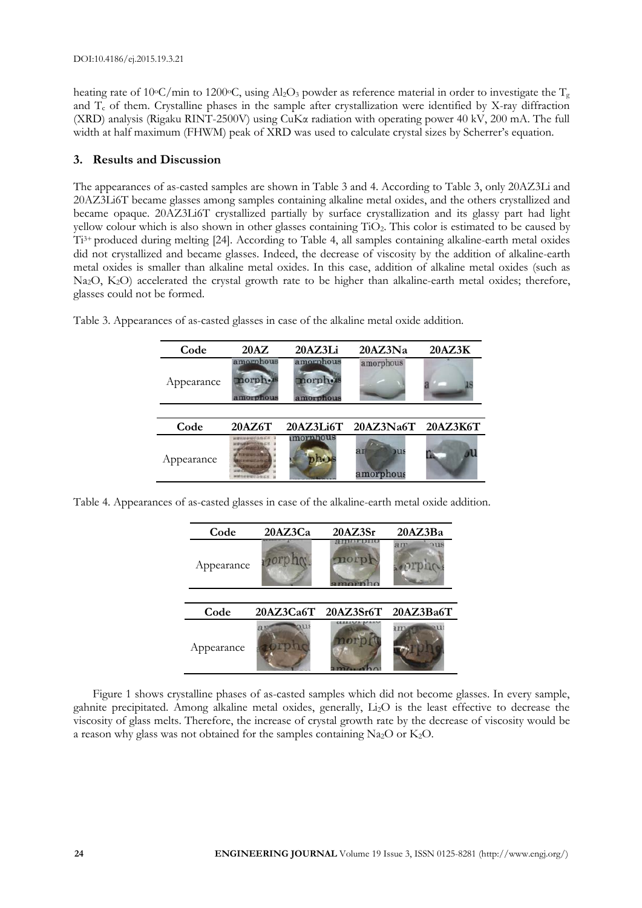heating rate of 10°C/min to 1200°C, using $Al_2O_3$ powder as reference material in order to investigate the $T_g$ and $T_c$ of them. Crystalline phases in the sample after crystallization were identified by X-ray diffraction (XRD) analysis (Rigaku RINT-2500V) using CuKα radiation with operating power 40 kV, 200 mA. The full width at half maximum (FHWM) peak of XRD was used to calculate crystal sizes by Scherrer's equation.

## 3. Results and Discussion

The appearances of as-casted samples are shown in Table 3 and 4. According to Table 3, only 20AZ3Li and 20AZ3Li6T became glasses among samples containing alkaline metal oxides, and the others crystallized and became opaque. 20AZ3Li6T crystallized partially by surface crystallization and its glassy part had light yellow colour which is also shown in other glasses containing $TiO_2$. This color is estimated to be caused by $Ti^{3+}$ produced during melting [24]. According to Table 4, all samples containing alkaline-earth metal oxides did not crystallized and became glasses. Indeed, the decrease of viscosity by the addition of alkaline-earth metal oxides is smaller than alkaline metal oxides. In this case, addition of alkaline metal oxides (such as $Na_2O$, $K_2O$) accelerated the crystal growth rate to be higher than alkaline-earth metal oxides; therefore, glasses could not be formed.

Table 3. Appearances of as-casted glasses in case of the alkaline metal oxide addition.

| Code | 20AZ | 20AZ3Li | 20AZ3Na | 20AZ3K |
|---|---|---|---|---|
| Appearance | | | | |
| **Code** | **20AZ6T** | **20AZ3Li6T** | **20AZ3Na6T** | **20AZ3K6T** |
| Appearance | | | | |

Table 4. Appearances of as-casted glasses in case of the alkaline-earth metal oxide addition.

| Code | 20AZ3Ca | 20AZ3Sr | 20AZ3Ba |
|---|---|---|---|
| Appearance | | | |
| **Code** | **20AZ3Ca6T** | **20AZ3Sr6T** | **20AZ3Ba6T** |
| Appearance | | | |

Figure 1 shows crystalline phases of as-casted samples which did not become glasses. In every sample, gahnite precipitated. Among alkaline metal oxides, generally, $Li_2O$ is the least effective to decrease the viscosity of glass melts. Therefore, the increase of crystal growth rate by the decrease of viscosity would be a reason why glass was not obtained for the samples containing $Na_2O$ or $K_2O$.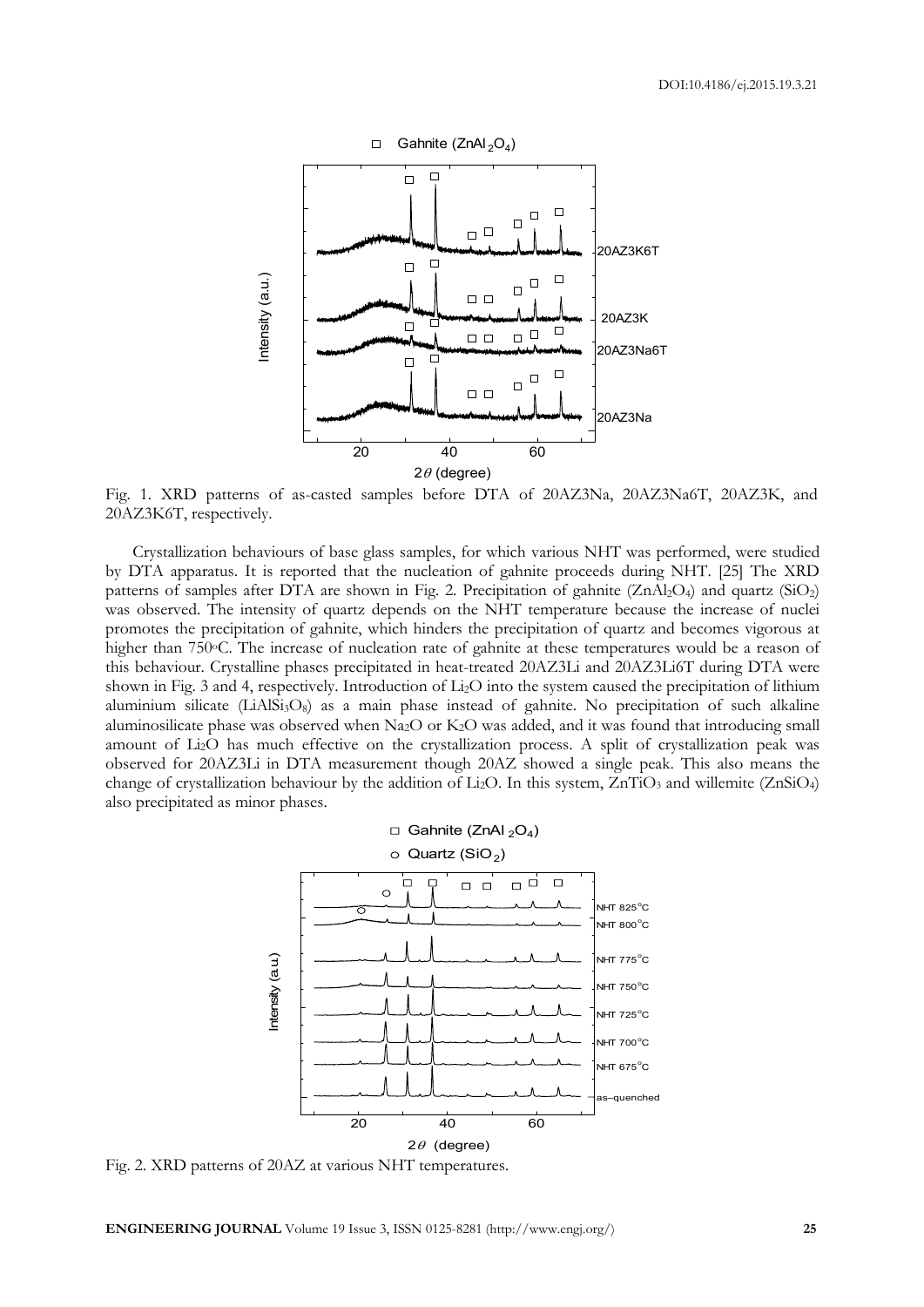Fig. 1. XRD patterns of as-casted samples before DTA of 20AZ3Na, 20AZ3Na6T, 20AZ3K, and 20AZ3K6T, respectively.

Crystallization behaviours of base glass samples, for which various NHT was performed, were studied by DTA apparatus. It is reported that the nucleation of gahnite proceeds during NHT. [25] The XRD patterns of samples after DTA are shown in Fig. 2. Precipitation of gahnite ($ZnAl_2O_4$) and quartz ($SiO_2$) was observed. The intensity of quartz depends on the NHT temperature because the increase of nuclei promotes the precipitation of gahnite, which hinders the precipitation of quartz and becomes vigorous at higher than 750°C. The increase of nucleation rate of gahnite at these temperatures would be a reason of this behaviour. Crystalline phases precipitated in heat-treated 20AZ3Li and 20AZ3Li6T during DTA were shown in Fig. 3 and 4, respectively. Introduction of $Li_2O$ into the system caused the precipitation of lithium aluminium silicate ($LiAlSi_3O_8$) as a main phase instead of gahnite. No precipitation of such alkaline aluminosilicate phase was observed when $Na_2O$ or $K_2O$ was added, and it was found that introducing small amount of $Li_2O$ has much effective on the crystallization process. A split of crystallization peak was observed for 20AZ3Li in DTA measurement though 20AZ showed a single peak. This also means the change of crystallization behaviour by the addition of $Li_2O$. In this system, $ZnTiO_3$ and willemite ($ZnSiO_4$) also precipitated as minor phases.

Fig. 2. XRD patterns of 20AZ at various NHT temperatures.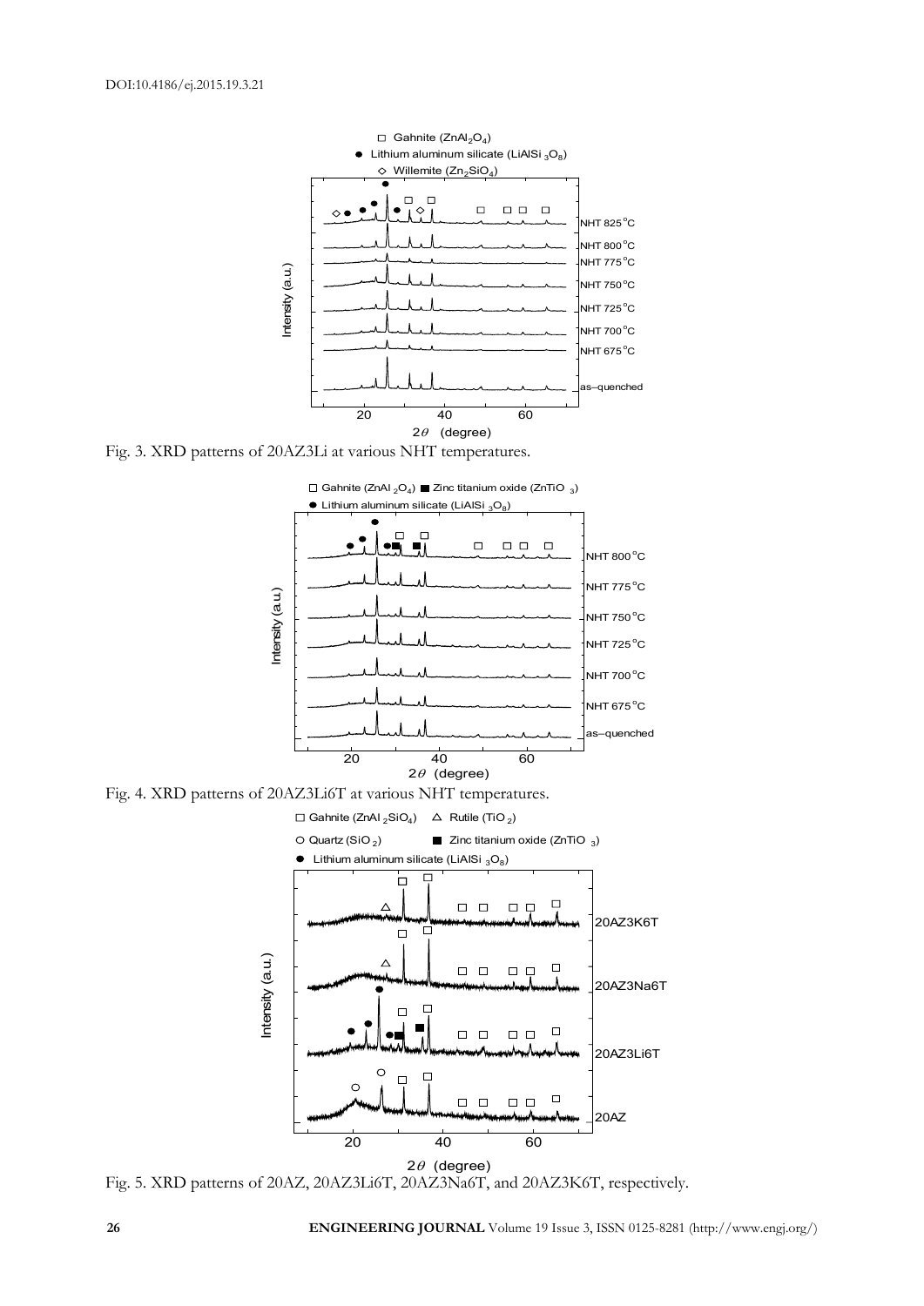Fig. 3. XRD patterns of 20AZ3Li at various NHT temperatures.

Fig. 4. XRD patterns of 20AZ3Li6T at various NHT temperatures.

Fig. 5. XRD patterns of 20AZ, 20AZ3Li6T, 20AZ3Na6T, and 20AZ3K6T, respectively.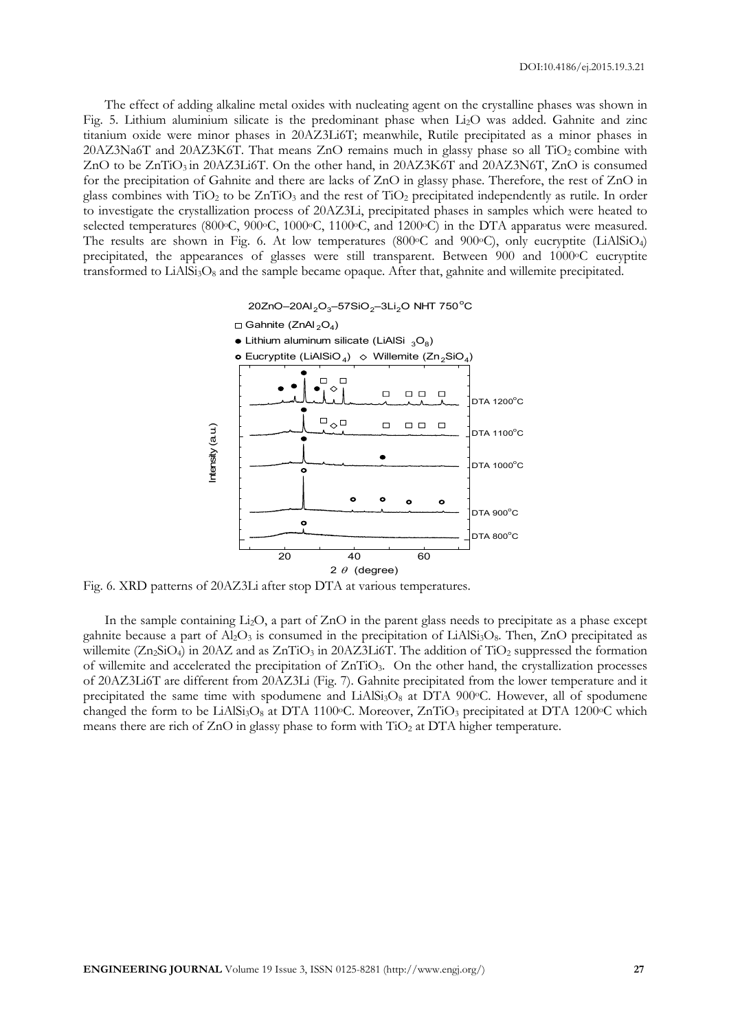The effect of adding alkaline metal oxides with nucleating agent on the crystalline phases was shown in Fig. 5. Lithium aluminium silicate is the predominant phase when $Li_2O$ was added. Gahnite and zinc titanium oxide were minor phases in 20AZ3Li6T; meanwhile, Rutile precipitated as a minor phases in 20AZ3Na6T and 20AZ3K6T. That means ZnO remains much in glassy phase so all $TiO_2$ combine with ZnO to be $ZnTiO_3$ in 20AZ3Li6T. On the other hand, in 20AZ3K6T and 20AZ3N6T, ZnO is consumed for the precipitation of Gahnite and there are lacks of ZnO in glassy phase. Therefore, the rest of ZnO in glass combines with $TiO_2$ to be $ZnTiO_3$ and the rest of $TiO_2$ precipitated independently as rutile. In order to investigate the crystallization process of 20AZ3Li, precipitated phases in samples which were heated to selected temperatures (800°C, 900°C, 1000°C, 1100°C, and 1200°C) in the DTA apparatus were measured. The results are shown in Fig. 6. At low temperatures (800°C and 900°C), only eucryptite ($LiAlSiO_4$) precipitated, the appearances of glasses were still transparent. Between 900 and 1000°C eucryptite transformed to $LiAlSi_3O_8$ and the sample became opaque. After that, gahnite and willemite precipitated.

Fig. 6. XRD patterns of 20AZ3Li after stop DTA at various temperatures.

In the sample containing $Li_2O$, a part of ZnO in the parent glass needs to precipitate as a phase except gahnite because a part of $Al_2O_3$ is consumed in the precipitation of $LiAlSi_3O_8$. Then, ZnO precipitated as willemite ($Zn_2SiO_4$) in 20AZ and as $ZnTiO_3$ in 20AZ3Li6T. The addition of $TiO_2$ suppressed the formation of willemite and accelerated the precipitation of $ZnTiO_3$. On the other hand, the crystallization processes of 20AZ3Li6T are different from 20AZ3Li (Fig. 7). Gahnite precipitated from the lower temperature and it precipitated the same time with spodumene and $LiAlSi_3O_8$ at DTA 900°C. However, all of spodumene changed the form to be $LiAlSi_3O_8$ at DTA 1100°C. Moreover, $ZnTiO_3$ precipitated at DTA 1200°C which means there are rich of ZnO in glassy phase to form with $TiO_2$ at DTA higher temperature.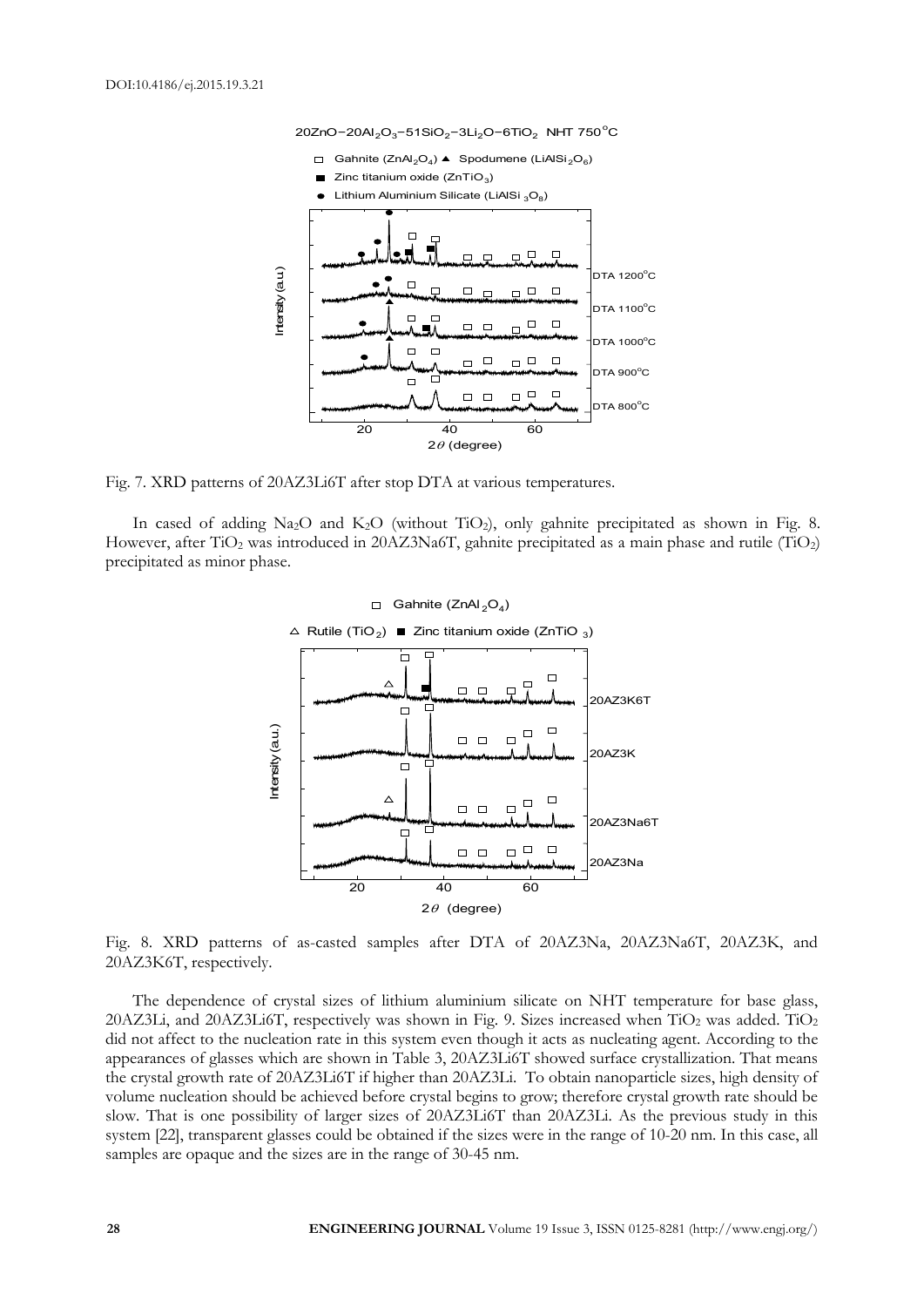Fig. 7. XRD patterns of 20AZ3Li6T after stop DTA at various temperatures.

In cased of adding $Na_2O$ and $K_2O$ (without $TiO_2$), only gahnite precipitated as shown in Fig. 8. However, after $TiO_2$ was introduced in 20AZ3Na6T, gahnite precipitated as a main phase and rutile ($TiO_2$) precipitated as minor phase.

Fig. 8. XRD patterns of as-casted samples after DTA of 20AZ3Na, 20AZ3Na6T, 20AZ3K, and 20AZ3K6T, respectively.

The dependence of crystal sizes of lithium aluminium silicate on NHT temperature for base glass, 20AZ3Li, and 20AZ3Li6T, respectively was shown in Fig. 9. Sizes increased when $TiO_2$ was added. $TiO_2$ did not affect to the nucleation rate in this system even though it acts as nucleating agent. According to the appearances of glasses which are shown in Table 3, 20AZ3Li6T showed surface crystallization. That means the crystal growth rate of 20AZ3Li6T if higher than 20AZ3Li. To obtain nanoparticle sizes, high density of volume nucleation should be achieved before crystal begins to grow; therefore crystal growth rate should be slow. That is one possibility of larger sizes of 20AZ3Li6T than 20AZ3Li. As the previous study in this system [22], transparent glasses could be obtained if the sizes were in the range of 10-20 nm. In this case, all samples are opaque and the sizes are in the range of 30-45 nm.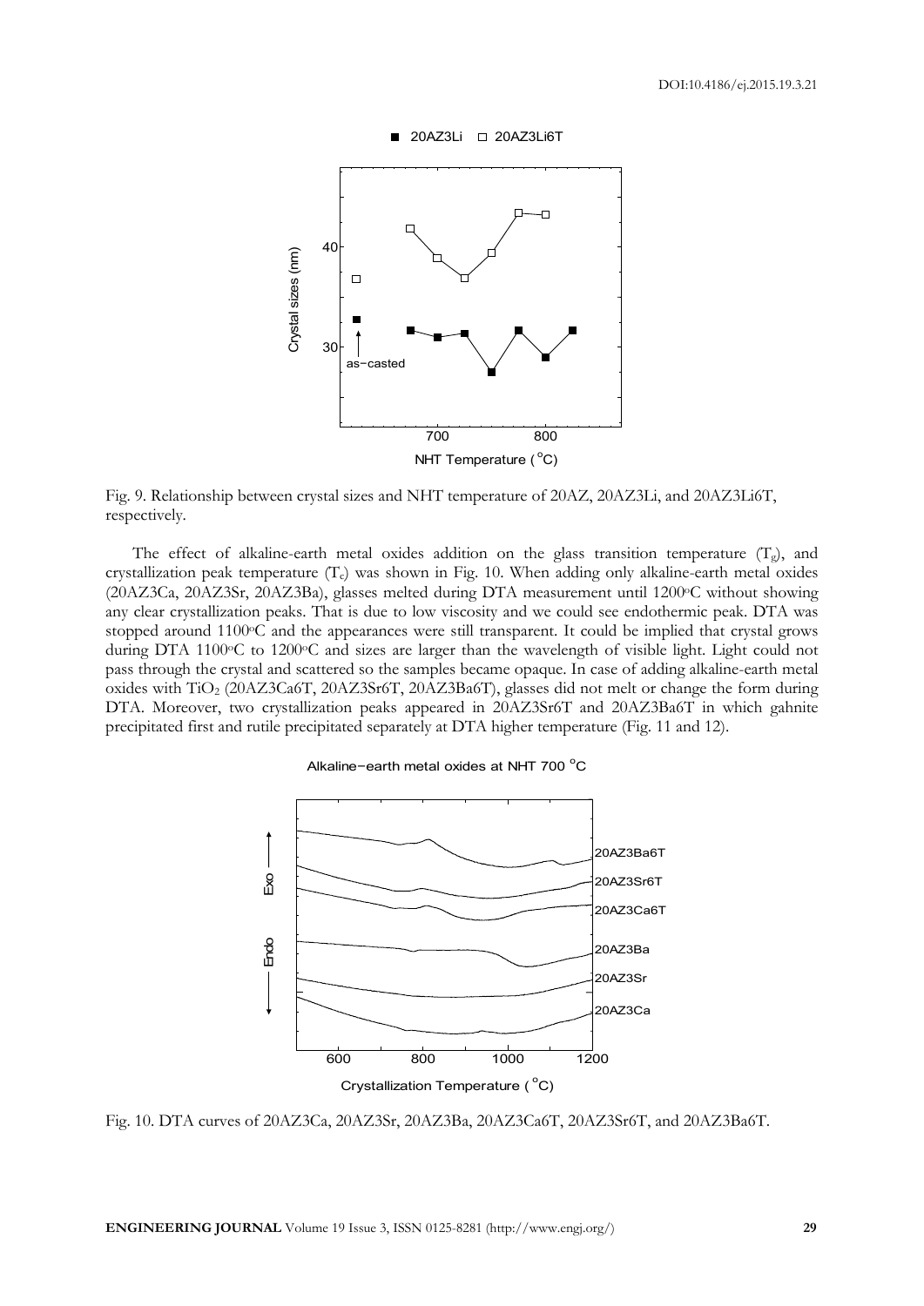Fig. 9. Relationship between crystal sizes and NHT temperature of 20AZ, 20AZ3Li, and 20AZ3Li6T, respectively.

The effect of alkaline-earth metal oxides addition on the glass transition temperature ($T_g$), and crystallization peak temperature ($T_c$) was shown in Fig. 10. When adding only alkaline-earth metal oxides (20AZ3Ca, 20AZ3Sr, 20AZ3Ba), glasses melted during DTA measurement until 1200°C without showing any clear crystallization peaks. That is due to low viscosity and we could see endothermic peak. DTA was stopped around 1100°C and the appearances were still transparent. It could be implied that crystal grows during DTA 1100°C to 1200°C and sizes are larger than the wavelength of visible light. Light could not pass through the crystal and scattered so the samples became opaque. In case of adding alkaline-earth metal oxides with $TiO_2$ (20AZ3Ca6T, 20AZ3Sr6T, 20AZ3Ba6T), glasses did not melt or change the form during DTA. Moreover, two crystallization peaks appeared in 20AZ3Sr6T and 20AZ3Ba6T in which gahnite precipitated first and rutile precipitated separately at DTA higher temperature (Fig. 11 and 12).

Fig. 10. DTA curves of 20AZ3Ca, 20AZ3Sr, 20AZ3Ba, 20AZ3Ca6T, 20AZ3Sr6T, and 20AZ3Ba6T.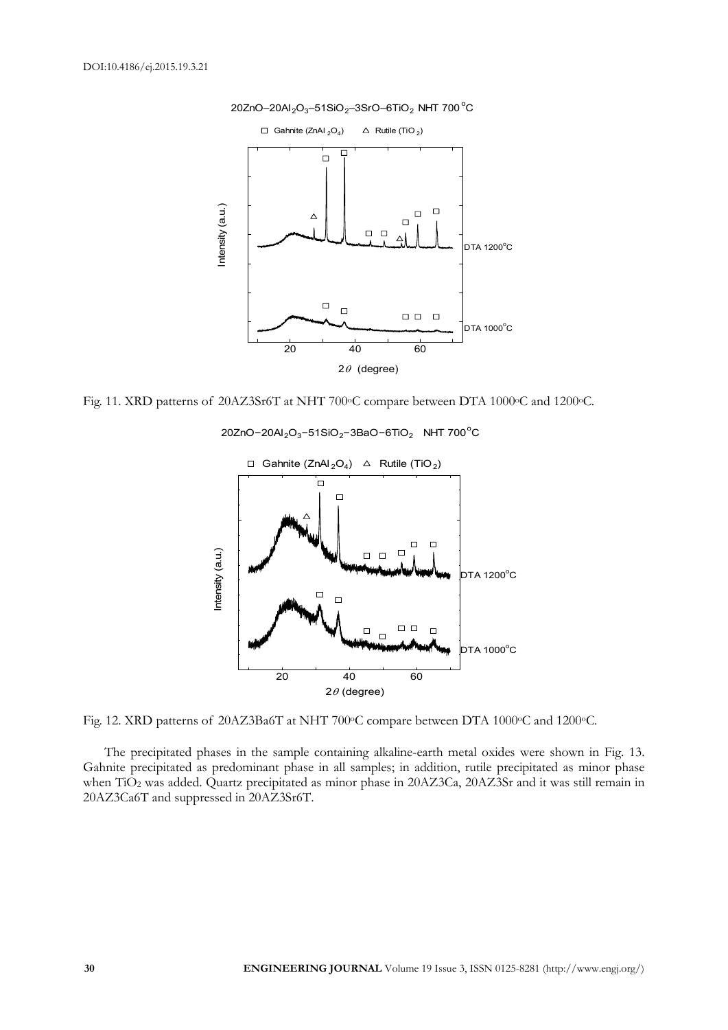Fig. 11. XRD patterns of 20AZ3Sr6T at NHT 700°C compare between DTA 1000°C and 1200°C.

Fig. 12. XRD patterns of 20AZ3Ba6T at NHT 700°C compare between DTA 1000°C and 1200°C.

The precipitated phases in the sample containing alkaline-earth metal oxides were shown in Fig. 13. Gahnite precipitated as predominant phase in all samples; in addition, rutile precipitated as minor phase when $TiO_2$ was added. Quartz precipitated as minor phase in 20AZ3Ca, 20AZ3Sr and it was still remain in 20AZ3Ca6T and suppressed in 20AZ3Sr6T.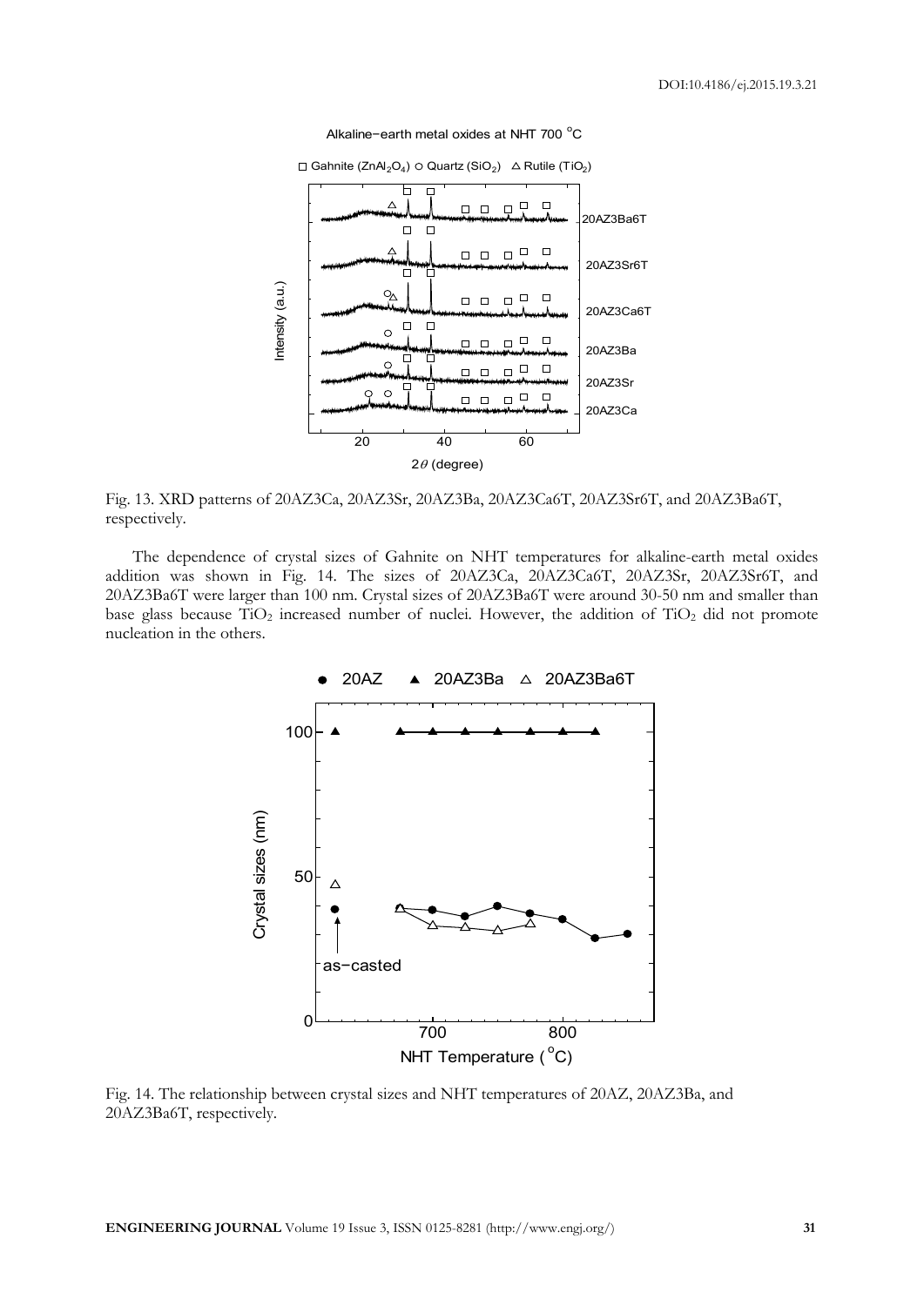Fig. 13. XRD patterns of 20AZ3Ca, 20AZ3Sr, 20AZ3Ba, 20AZ3Ca6T, 20AZ3Sr6T, and 20AZ3Ba6T, respectively.

The dependence of crystal sizes of Gahnite on NHT temperatures for alkaline-earth metal oxides addition was shown in Fig. 14. The sizes of 20AZ3Ca, 20AZ3Ca6T, 20AZ3Sr, 20AZ3Sr6T, and 20AZ3Ba6T were larger than 100 nm. Crystal sizes of 20AZ3Ba6T were around 30-50 nm and smaller than base glass because $TiO_2$ increased number of nuclei. However, the addition of $TiO_2$ did not promote nucleation in the others.

Fig. 14. The relationship between crystal sizes and NHT temperatures of 20AZ, 20AZ3Ba, and 20AZ3Ba6T, respectively.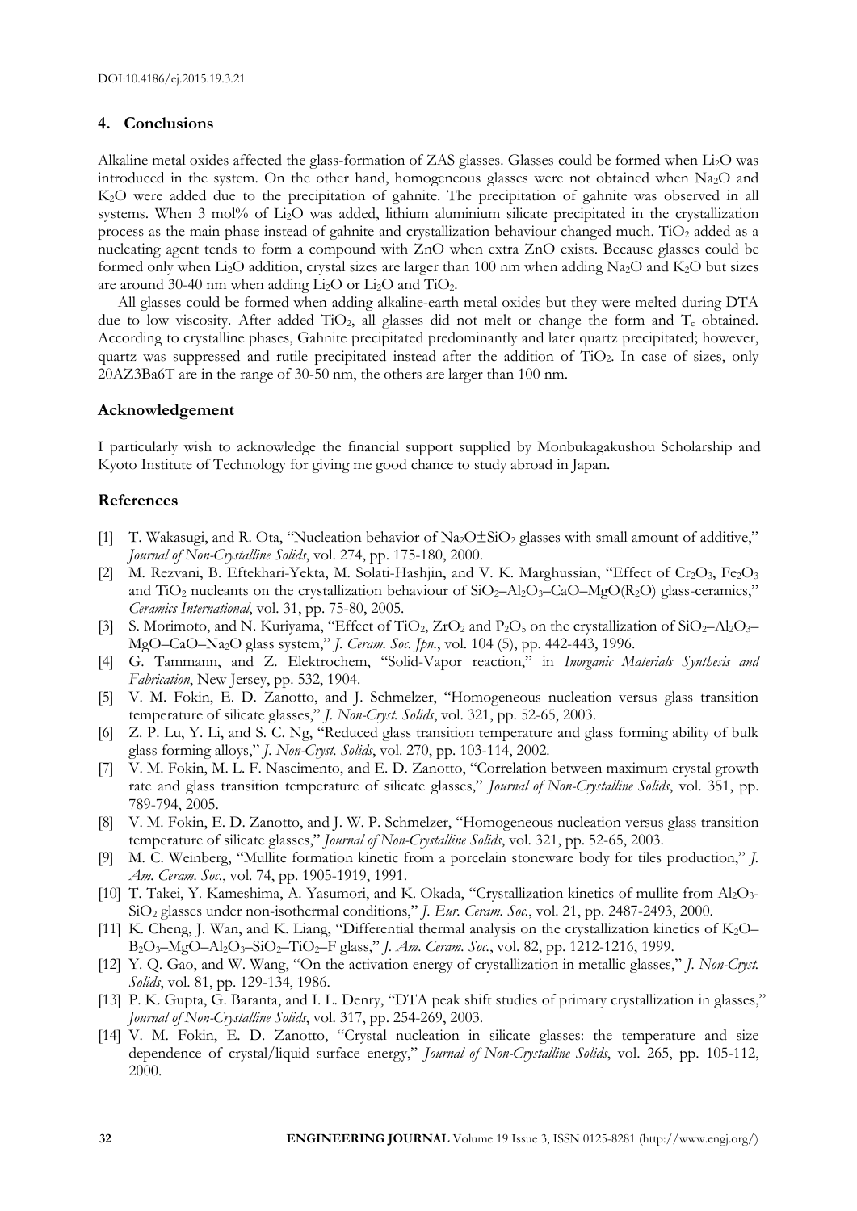## 4. Conclusions

Alkaline metal oxides affected the glass-formation of ZAS glasses. Glasses could be formed when $Li_2O$ was introduced in the system. On the other hand, homogeneous glasses were not obtained when $Na_2O$ and $K_2O$ were added due to the precipitation of gahnite. The precipitation of gahnite was observed in all systems. When 3 mol% of $Li_2O$ was added, lithium aluminium silicate precipitated in the crystallization process as the main phase instead of gahnite and crystallization behaviour changed much. $TiO_2$ added as a nucleating agent tends to form a compound with ZnO when extra ZnO exists. Because glasses could be formed only when $Li_2O$ addition, crystal sizes are larger than 100 nm when adding $Na_2O$ and $K_2O$ but sizes are around 30-40 nm when adding $Li_2O$ or $Li_2O$ and $TiO_2$.

All glasses could be formed when adding alkaline-earth metal oxides but they were melted during DTA due to low viscosity. After added $TiO_2$, all glasses did not melt or change the form and $T_c$ obtained. According to crystalline phases, Gahnite precipitated predominantly and later quartz precipitated; however, quartz was suppressed and rutile precipitated instead after the addition of $TiO_2$. In case of sizes, only 20AZ3Ba6T are in the range of 30-50 nm, the others are larger than 100 nm.

## Acknowledgement

I particularly wish to acknowledge the financial support supplied by Monbukagakushou Scholarship and Kyoto Institute of Technology for giving me good chance to study abroad in Japan.

## References

[1] T. Wakasugi, and R. Ota, "Nucleation behavior of $Na_2O \pm SiO_2$ glasses with small amount of additive," *Journal of Non-Crystalline Solids*, vol. 274, pp. 175-180, 2000.

[2] M. Rezvani, B. Eftekhari-Yekta, M. Solati-Hashjin, and V. K. Marghussian, "Effect of $Cr_2O_3$, $Fe_2O_3$ and $TiO_2$ nucleants on the crystallization behaviour of $SiO_2$–$Al_2O_3$–CaO–MgO($R_2O$) glass-ceramics," *Ceramics International*, vol. 31, pp. 75-80, 2005.

[3] S. Morimoto, and N. Kuriyama, "Effect of $TiO_2$, $ZrO_2$ and $P_2O_5$ on the crystallization of $SiO_2$–$Al_2O_3$–MgO–CaO–$Na_2O$ glass system," *J. Ceram. Soc. Jpn.*, vol. 104 (5), pp. 442-443, 1996.

[4] G. Tammann, and Z. Elektrochem, "Solid-Vapor reaction," in *Inorganic Materials Synthesis and Fabrication*, New Jersey, pp. 532, 1904.

[5] V. M. Fokin, E. D. Zanotto, and J. Schmelzer, "Homogeneous nucleation versus glass transition temperature of silicate glasses," *J. Non-Cryst. Solids*, vol. 321, pp. 52-65, 2003.

[6] Z. P. Lu, Y. Li, and S. C. Ng, "Reduced glass transition temperature and glass forming ability of bulk glass forming alloys," *J. Non-Cryst. Solids*, vol. 270, pp. 103-114, 2002.

[7] V. M. Fokin, M. L. F. Nascimento, and E. D. Zanotto, "Correlation between maximum crystal growth rate and glass transition temperature of silicate glasses," *Journal of Non-Crystalline Solids*, vol. 351, pp. 789-794, 2005.

[8] V. M. Fokin, E. D. Zanotto, and J. W. P. Schmelzer, "Homogeneous nucleation versus glass transition temperature of silicate glasses," *Journal of Non-Crystalline Solids*, vol. 321, pp. 52-65, 2003.

[9] M. C. Weinberg, "Mullite formation kinetic from a porcelain stoneware body for tiles production," *J. Am. Ceram. Soc.*, vol. 74, pp. 1905-1919, 1991.

[10] T. Takei, Y. Kameshima, A. Yasumori, and K. Okada, "Crystallization kinetics of mullite from $Al_2O_3$-$SiO_2$ glasses under non-isothermal conditions," *J. Eur. Ceram. Soc.*, vol. 21, pp. 2487-2493, 2000.

[11] K. Cheng, J. Wan, and K. Liang, "Differential thermal analysis on the crystallization kinetics of $K_2O$–$B_2O_3$–MgO–$Al_2O_3$–$SiO_2$–$TiO_2$–F glass," *J. Am. Ceram. Soc.*, vol. 82, pp. 1212-1216, 1999.

[12] Y. Q. Gao, and W. Wang, "On the activation energy of crystallization in metallic glasses," *J. Non-Cryst. Solids*, vol. 81, pp. 129-134, 1986.

[13] P. K. Gupta, G. Baranta, and I. L. Denry, "DTA peak shift studies of primary crystallization in glasses," *Journal of Non-Crystalline Solids*, vol. 317, pp. 254-269, 2003.

[14] V. M. Fokin, E. D. Zanotto, "Crystal nucleation in silicate glasses: the temperature and size dependence of crystal/liquid surface energy," *Journal of Non-Crystalline Solids*, vol. 265, pp. 105-112, 2000.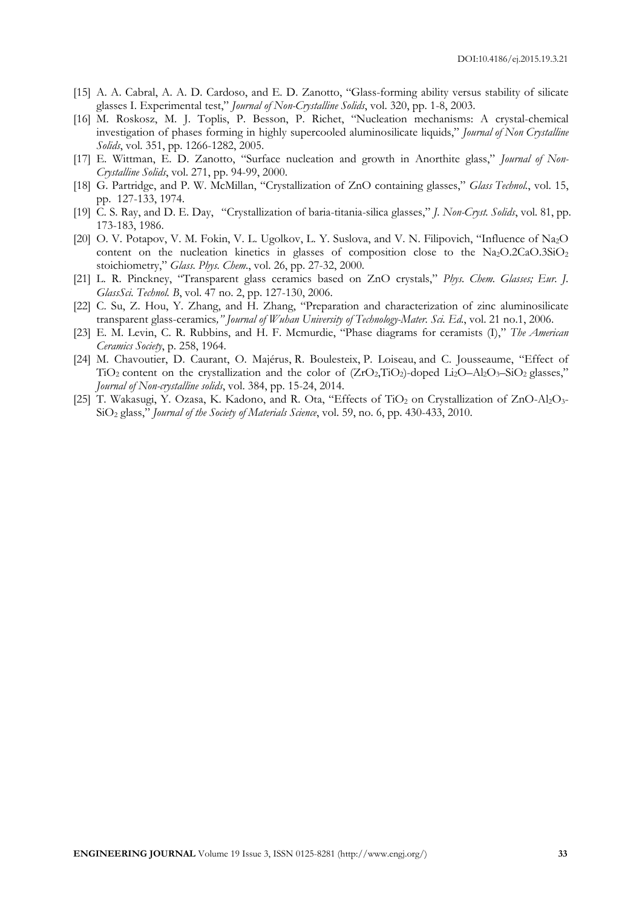[15] A. A. Cabral, A. A. D. Cardoso, and E. D. Zanotto, "Glass-forming ability versus stability of silicate glasses I. Experimental test," *Journal of Non-Crystalline Solids*, vol. 320, pp. 1-8, 2003.

[16] M. Roskosz, M. J. Toplis, P. Besson, P. Richet, "Nucleation mechanisms: A crystal-chemical investigation of phases forming in highly supercooled aluminosilicate liquids," *Journal of Non Crystalline Solids*, vol. 351, pp. 1266-1282, 2005.

[17] E. Wittman, E. D. Zanotto, "Surface nucleation and growth in Anorthite glass," *Journal of Non-Crystalline Solids*, vol. 271, pp. 94-99, 2000.

[18] G. Partridge, and P. W. McMillan, "Crystallization of ZnO containing glasses," *Glass Technol.*, vol. 15, pp. 127-133, 1974.

[19] C. S. Ray, and D. E. Day, "Crystallization of baria-titania-silica glasses," *J. Non-Cryst. Solids*, vol. 81, pp. 173-183, 1986.

[20] O. V. Potapov, V. M. Fokin, V. L. Ugolkov, L. Y. Suslova, and V. N. Filipovich, "Influence of $Na_2O$ content on the nucleation kinetics in glasses of composition close to the $Na_2O.2CaO.3SiO_2$ stoichiometry," *Glass. Phys. Chem.*, vol. 26, pp. 27-32, 2000.

[21] L. R. Pinckney, "Transparent glass ceramics based on ZnO crystals," *Phys. Chem. Glasses; Eur. J. GlassSci. Technol. B*, vol. 47 no. 2, pp. 127-130, 2006.

[22] C. Su, Z. Hou, Y. Zhang, and H. Zhang, "Preparation and characterization of zinc aluminosilicate transparent glass-ceramics," *Journal of Wuhan University of Technology-Mater. Sci. Ed.*, vol. 21 no.1, 2006.

[23] E. M. Levin, C. R. Rubbins, and H. F. Mcmurdie, "Phase diagrams for ceramists (I)," *The American Ceramics Society*, p. 258, 1964.

[24] M. Chavoutier, D. Caurant, O. Majérus, R. Boulesteix, P. Loiseau, and C. Jousseaume, "Effect of $TiO_2$ content on the crystallization and the color of ($ZrO_2$,$TiO_2$)-doped $Li_2O$–$Al_2O_3$–$SiO_2$ glasses," *Journal of Non-crystalline solids*, vol. 384, pp. 15-24, 2014.

[25] T. Wakasugi, Y. Ozasa, K. Kadono, and R. Ota, "Effects of $TiO_2$ on Crystallization of ZnO-$Al_2O_3$-$SiO_2$ glass," *Journal of the Society of Materials Science*, vol. 59, no. 6, pp. 430-433, 2010.